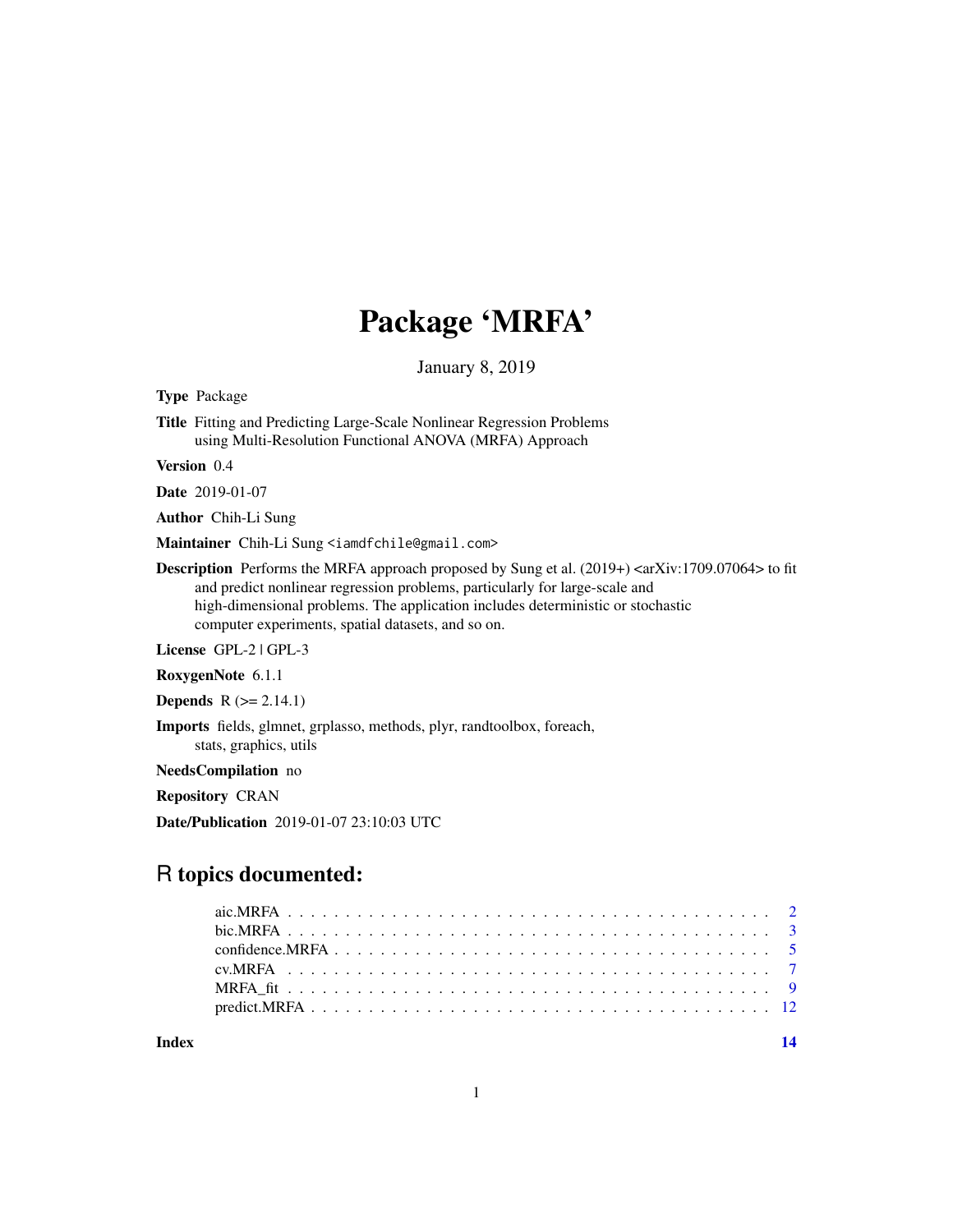# Package 'MRFA'

January 8, 2019

**Type** Package

**Title** Fitting and Predicting Large-Scale Nonlinear Regression Problems using Multi-Resolution Functional ANOVA (MRFA) Approach

**Version** 0.4

**Date** 2019-01-07

**Author** Chih-Li Sung

**Maintainer** Chih-Li Sung <iamdfchile@gmail.com>

**Description** Performs the MRFA approach proposed by Sung et al. (2019+) <arXiv:1709.07064> to fit and predict nonlinear regression problems, particularly for large-scale and high-dimensional problems. The application includes deterministic or stochastic computer experiments, spatial datasets, and so on.

**License** GPL-2 | GPL-3

**RoxygenNote** 6.1.1

**Depends** R (>= 2.14.1)

**Imports** fields, glmnet, grplasso, methods, plyr, randtoolbox, foreach, stats, graphics, utils

**NeedsCompilation** no

**Repository** CRAN

**Date/Publication** 2019-01-07 23:10:03 UTC

## R topics documented:

- aic.MRFA . . . . . . . . . . . . . . . . . . . . . . . . . . . . . . . . . . . . . . . . 2
- bic.MRFA . . . . . . . . . . . . . . . . . . . . . . . . . . . . . . . . . . . . . . . . 3
- confidence.MRFA . . . . . . . . . . . . . . . . . . . . . . . . . . . . . . . . . . . . 5
- cv.MRFA . . . . . . . . . . . . . . . . . . . . . . . . . . . . . . . . . . . . . . . . 7
- MRFA_fit . . . . . . . . . . . . . . . . . . . . . . . . . . . . . . . . . . . . . . . . 9
- predict.MRFA . . . . . . . . . . . . . . . . . . . . . . . . . . . . . . . . . . . . . 12

**Index** **14**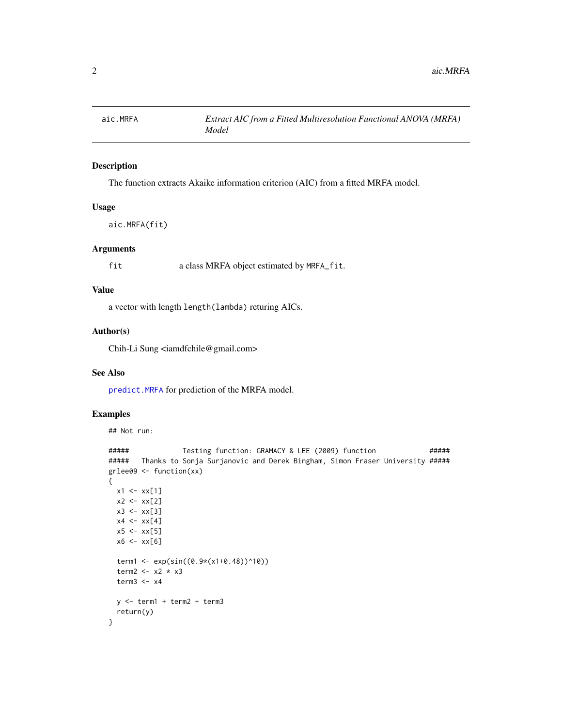# aic.MRFA

*Extract AIC from a Fitted Multiresolution Functional ANOVA (MRFA) Model*

## Description

The function extracts Akaike information criterion (AIC) from a fitted MRFA model.

## Usage

```
aic.MRFA(fit)
```

## Arguments

| | |
|---|---|
| `fit` | a class MRFA object estimated by `MRFA_fit`. |

## Value

a vector with length `length(lambda)` returing AICs.

## Author(s)

Chih-Li Sung <iamdfchile@gmail.com>

## See Also

`predict.MRFA` for prediction of the MRFA model.

## Examples

```
## Not run:

#####             Testing function: GRAMACY & LEE (2009) function             #####
#####   Thanks to Sonja Surjanovic and Derek Bingham, Simon Fraser University #####
grlee09 <- function(xx)
{
  x1 <- xx[1]
  x2 <- xx[2]
  x3 <- xx[3]
  x4 <- xx[4]
  x5 <- xx[5]
  x6 <- xx[6]

  term1 <- exp(sin((0.9*(x1+0.48))^10))
  term2 <- x2 * x3
  term3 <- x4

  y <- term1 + term2 + term3
  return(y)
}
```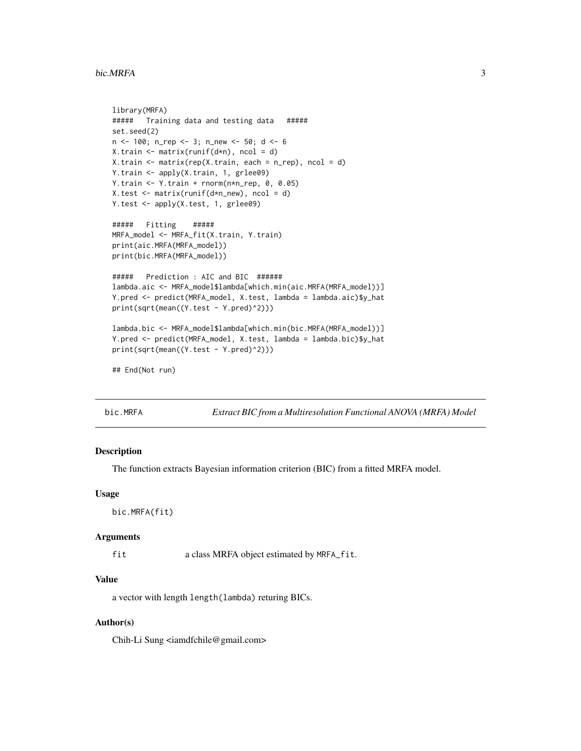```
library(MRFA)
#####   Training data and testing data   #####
set.seed(2)
n <- 100; n_rep <- 3; n_new <- 50; d <- 6
X.train <- matrix(runif(d*n), ncol = d)
X.train <- matrix(rep(X.train, each = n_rep), ncol = d)
Y.train <- apply(X.train, 1, grlee09)
Y.train <- Y.train + rnorm(n*n_rep, 0, 0.05)
X.test <- matrix(runif(d*n_new), ncol = d)
Y.test <- apply(X.test, 1, grlee09)

#####   Fitting    #####
MRFA_model <- MRFA_fit(X.train, Y.train)
print(aic.MRFA(MRFA_model))
print(bic.MRFA(MRFA_model))

#####   Prediction : AIC and BIC  ######
lambda.aic <- MRFA_model$lambda[which.min(aic.MRFA(MRFA_model))]
Y.pred <- predict(MRFA_model, X.test, lambda = lambda.aic)$y_hat
print(sqrt(mean((Y.test - Y.pred)^2)))

lambda.bic <- MRFA_model$lambda[which.min(bic.MRFA(MRFA_model))]
Y.pred <- predict(MRFA_model, X.test, lambda = lambda.bic)$y_hat
print(sqrt(mean((Y.test - Y.pred)^2)))

## End(Not run)
```

## bic.MRFA — *Extract BIC from a Multiresolution Functional ANOVA (MRFA) Model*

### Description

The function extracts Bayesian information criterion (BIC) from a fitted MRFA model.

### Usage

```
bic.MRFA(fit)
```

### Arguments

| | |
|---|---|
| fit | a class MRFA object estimated by `MRFA_fit`. |

### Value

a vector with length `length(lambda)` returing BICs.

### Author(s)

Chih-Li Sung <iamdfchile@gmail.com>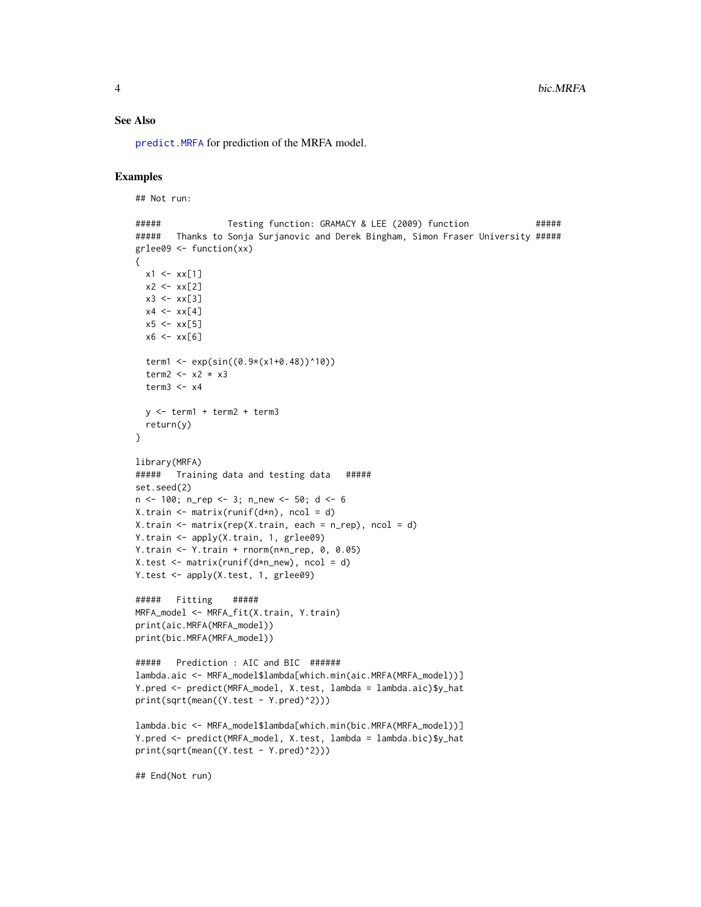## See Also

predict.MRFA for prediction of the MRFA model.

## Examples

```
## Not run:

#####             Testing function: GRAMACY & LEE (2009) function             #####
#####   Thanks to Sonja Surjanovic and Derek Bingham, Simon Fraser University #####
grlee09 <- function(xx)
{
  x1 <- xx[1]
  x2 <- xx[2]
  x3 <- xx[3]
  x4 <- xx[4]
  x5 <- xx[5]
  x6 <- xx[6]

  term1 <- exp(sin((0.9*(x1+0.48))^10))
  term2 <- x2 * x3
  term3 <- x4

  y <- term1 + term2 + term3
  return(y)
}

library(MRFA)
#####   Training data and testing data   #####
set.seed(2)
n <- 100; n_rep <- 3; n_new <- 50; d <- 6
X.train <- matrix(runif(d*n), ncol = d)
X.train <- matrix(rep(X.train, each = n_rep), ncol = d)
Y.train <- apply(X.train, 1, grlee09)
Y.train <- Y.train + rnorm(n*n_rep, 0, 0.05)
X.test <- matrix(runif(d*n_new), ncol = d)
Y.test <- apply(X.test, 1, grlee09)

#####   Fitting    #####
MRFA_model <- MRFA_fit(X.train, Y.train)
print(aic.MRFA(MRFA_model))
print(bic.MRFA(MRFA_model))

#####   Prediction : AIC and BIC  ######
lambda.aic <- MRFA_model$lambda[which.min(aic.MRFA(MRFA_model))]
Y.pred <- predict(MRFA_model, X.test, lambda = lambda.aic)$y_hat
print(sqrt(mean((Y.test - Y.pred)^2)))

lambda.bic <- MRFA_model$lambda[which.min(bic.MRFA(MRFA_model))]
Y.pred <- predict(MRFA_model, X.test, lambda = lambda.bic)$y_hat
print(sqrt(mean((Y.test - Y.pred)^2)))

## End(Not run)
```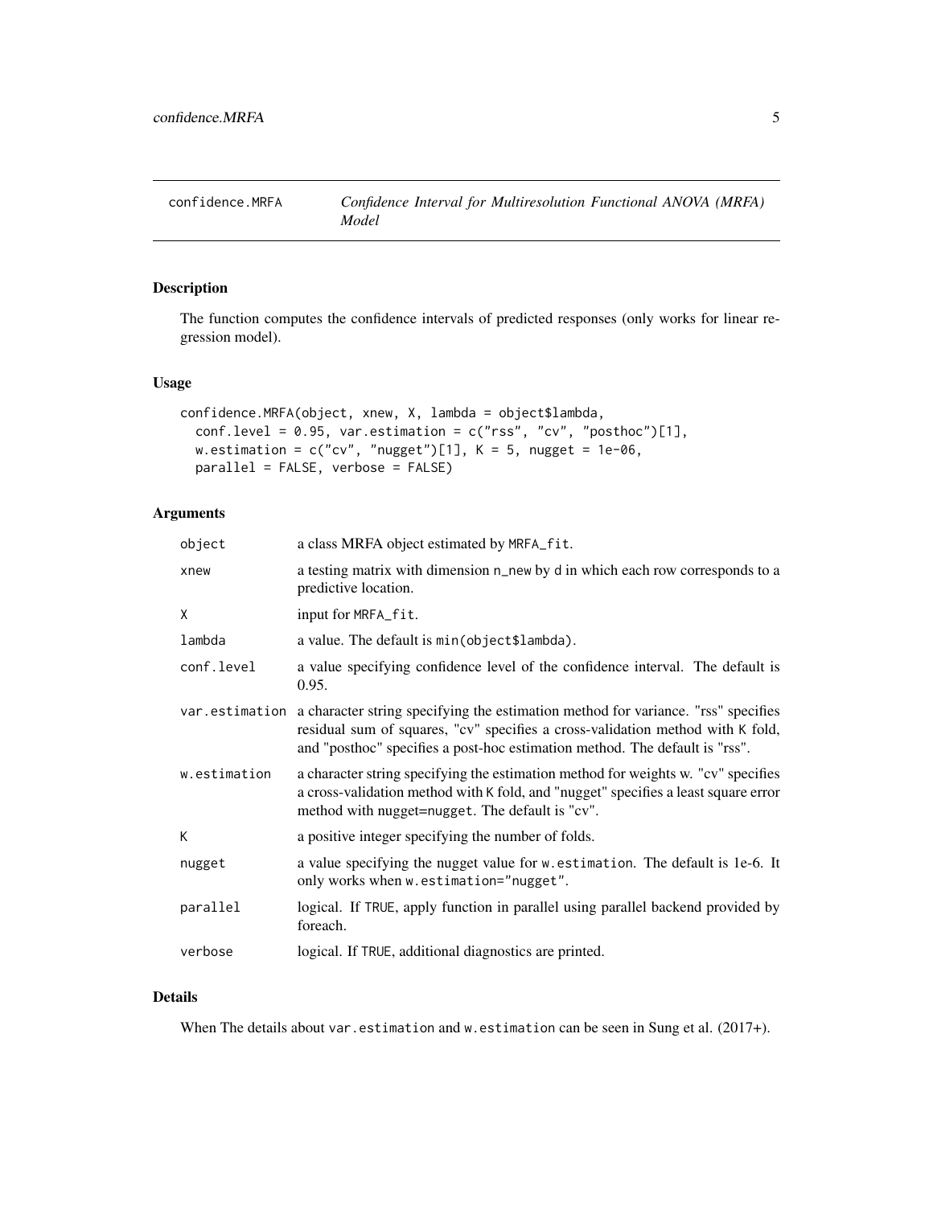# confidence.MRFA    *Confidence Interval for Multiresolution Functional ANOVA (MRFA) Model*

## Description

The function computes the confidence intervals of predicted responses (only works for linear regression model).

## Usage

```
confidence.MRFA(object, xnew, X, lambda = object$lambda,
  conf.level = 0.95, var.estimation = c("rss", "cv", "posthoc")[1],
  w.estimation = c("cv", "nugget")[1], K = 5, nugget = 1e-06,
  parallel = FALSE, verbose = FALSE)
```

## Arguments

| | |
|---|---|
| `object` | a class MRFA object estimated by `MRFA_fit`. |
| `xnew` | a testing matrix with dimension `n_new` by `d` in which each row corresponds to a predictive location. |
| `X` | input for `MRFA_fit`. |
| `lambda` | a value. The default is `min(object$lambda)`. |
| `conf.level` | a value specifying confidence level of the confidence interval. The default is 0.95. |
| `var.estimation` | a character string specifying the estimation method for variance. "rss" specifies residual sum of squares, "cv" specifies a cross-validation method with `K` fold, and "posthoc" specifies a post-hoc estimation method. The default is "rss". |
| `w.estimation` | a character string specifying the estimation method for weights w. "cv" specifies a cross-validation method with `K` fold, and "nugget" specifies a least square error method with `nugget=nugget`. The default is "cv". |
| `K` | a positive integer specifying the number of folds. |
| `nugget` | a value specifying the nugget value for `w.estimation`. The default is 1e-6. It only works when `w.estimation="nugget"`. |
| `parallel` | logical. If `TRUE`, apply function in parallel using parallel backend provided by foreach. |
| `verbose` | logical. If `TRUE`, additional diagnostics are printed. |

## Details

When The details about `var.estimation` and `w.estimation` can be seen in Sung et al. (2017+).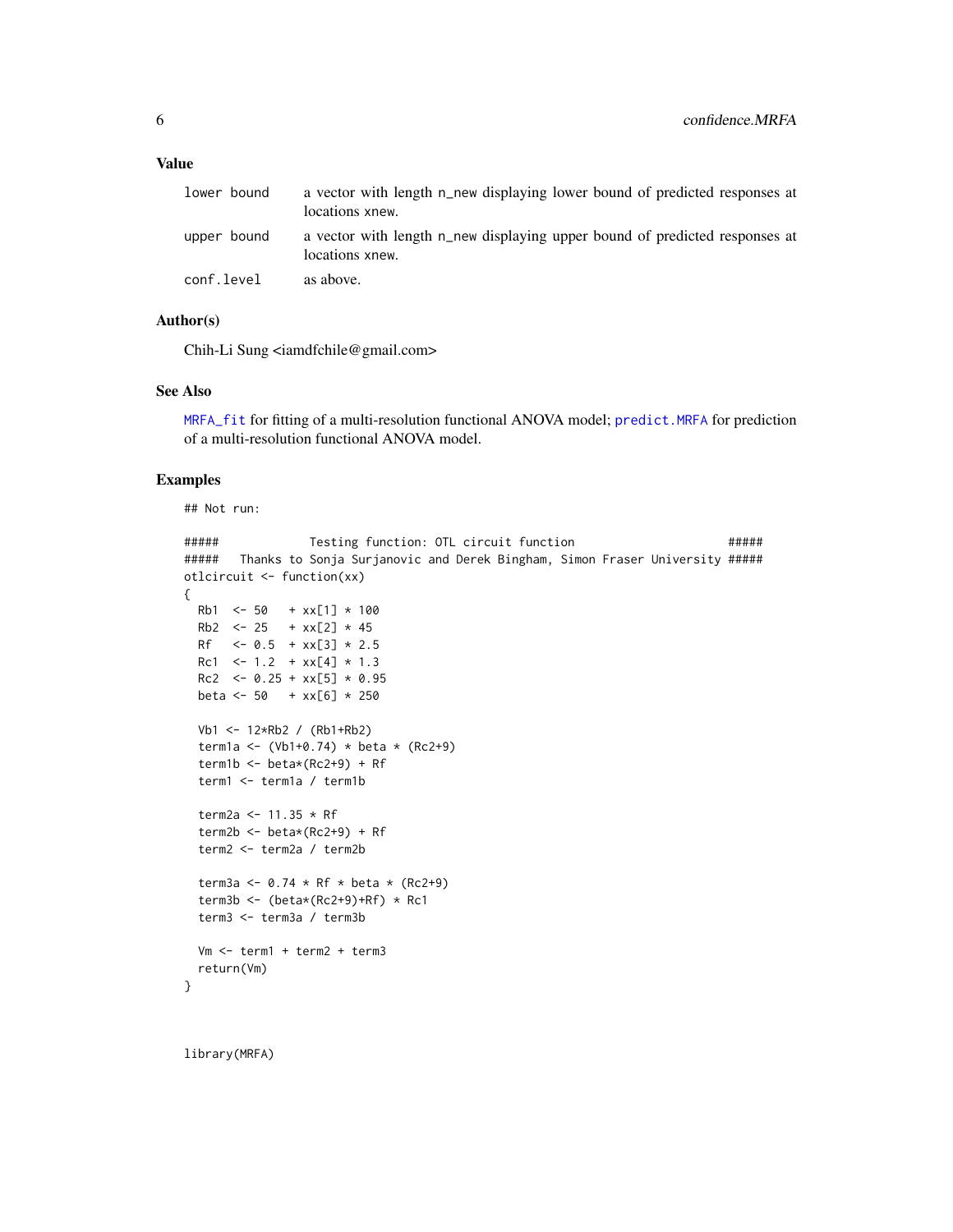### Value

| | |
|---|---|
| `lower bound` | a vector with length n_new displaying lower bound of predicted responses at locations xnew. |
| `upper bound` | a vector with length n_new displaying upper bound of predicted responses at locations xnew. |
| `conf.level` | as above. |

### Author(s)

Chih-Li Sung <iamdfchile@gmail.com>

### See Also

`MRFA_fit` for fitting of a multi-resolution functional ANOVA model; `predict.MRFA` for prediction of a multi-resolution functional ANOVA model.

### Examples

```
## Not run:

#####            Testing function: OTL circuit function                    #####
#####   Thanks to Sonja Surjanovic and Derek Bingham, Simon Fraser University #####
otlcircuit <- function(xx)
{
  Rb1  <- 50   + xx[1] * 100
  Rb2  <- 25   + xx[2] * 45
  Rf   <- 0.5  + xx[3] * 2.5
  Rc1  <- 1.2  + xx[4] * 1.3
  Rc2  <- 0.25 + xx[5] * 0.95
  beta <- 50   + xx[6] * 250

  Vb1 <- 12*Rb2 / (Rb1+Rb2)
  term1a <- (Vb1+0.74) * beta * (Rc2+9)
  term1b <- beta*(Rc2+9) + Rf
  term1 <- term1a / term1b

  term2a <- 11.35 * Rf
  term2b <- beta*(Rc2+9) + Rf
  term2 <- term2a / term2b

  term3a <- 0.74 * Rf * beta * (Rc2+9)
  term3b <- (beta*(Rc2+9)+Rf) * Rc1
  term3 <- term3a / term3b

  Vm <- term1 + term2 + term3
  return(Vm)
}


library(MRFA)
```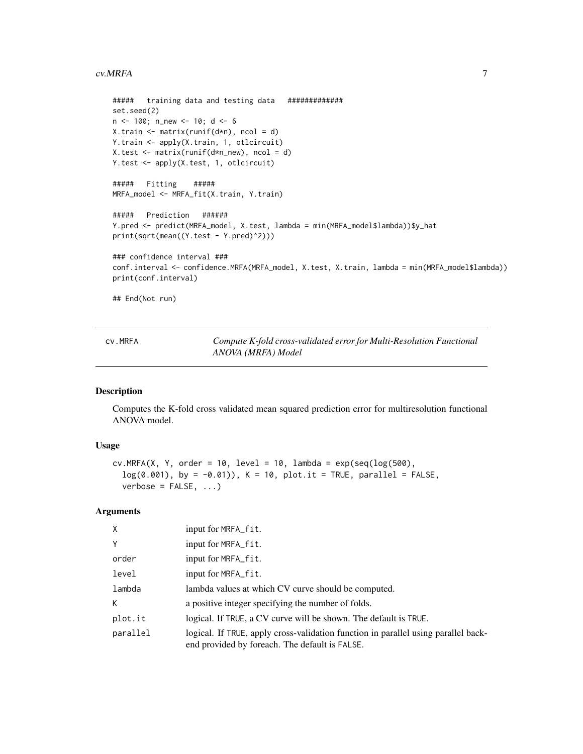```
#####   training data and testing data   #############
set.seed(2)
n <- 100; n_new <- 10; d <- 6
X.train <- matrix(runif(d*n), ncol = d)
Y.train <- apply(X.train, 1, otlcircuit)
X.test <- matrix(runif(d*n_new), ncol = d)
Y.test <- apply(X.test, 1, otlcircuit)

#####   Fitting   #####
MRFA_model <- MRFA_fit(X.train, Y.train)

#####   Prediction   ######
Y.pred <- predict(MRFA_model, X.test, lambda = min(MRFA_model$lambda))$y_hat
print(sqrt(mean((Y.test - Y.pred)^2)))

### confidence interval ###
conf.interval <- confidence.MRFA(MRFA_model, X.test, X.train, lambda = min(MRFA_model$lambda))
print(conf.interval)

## End(Not run)
```

## cv.MRFA — *Compute K-fold cross-validated error for Multi-Resolution Functional ANOVA (MRFA) Model*

### Description

Computes the K-fold cross validated mean squared prediction error for multiresolution functional ANOVA model.

### Usage

```
cv.MRFA(X, Y, order = 10, level = 10, lambda = exp(seq(log(500),
  log(0.001), by = -0.01)), K = 10, plot.it = TRUE, parallel = FALSE,
  verbose = FALSE, ...)
```

### Arguments

| | |
|---|---|
| X | input for MRFA_fit. |
| Y | input for MRFA_fit. |
| order | input for MRFA_fit. |
| level | input for MRFA_fit. |
| lambda | lambda values at which CV curve should be computed. |
| K | a positive integer specifying the number of folds. |
| plot.it | logical. If TRUE, a CV curve will be shown. The default is TRUE. |
| parallel | logical. If TRUE, apply cross-validation function in parallel using parallel back-end provided by foreach. The default is FALSE. |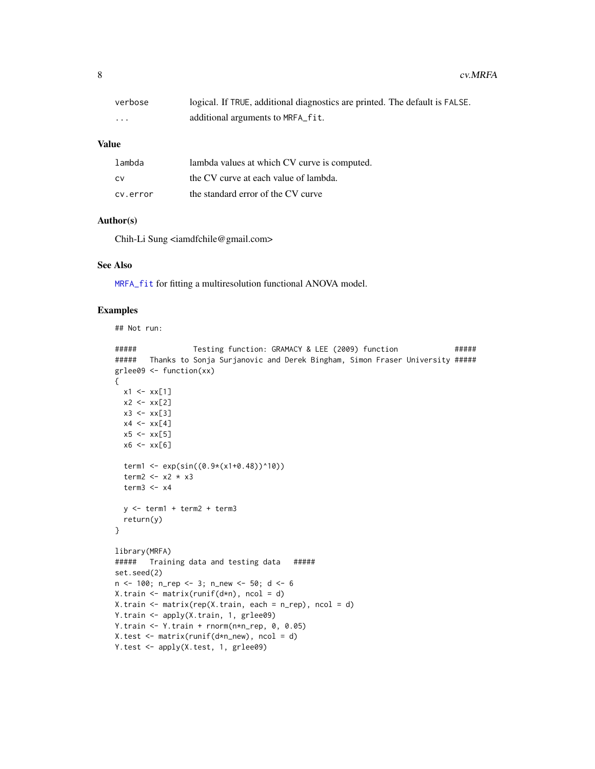| | |
|---|---|
| verbose | logical. If TRUE, additional diagnostics are printed. The default is FALSE. |
| ... | additional arguments to MRFA_fit. |

## Value

| | |
|---|---|
| lambda | lambda values at which CV curve is computed. |
| cv | the CV curve at each value of lambda. |
| cv.error | the standard error of the CV curve |

## Author(s)

Chih-Li Sung <iamdfchile@gmail.com>

## See Also

MRFA_fit for fitting a multiresolution functional ANOVA model.

## Examples

```
## Not run:

#####             Testing function: GRAMACY & LEE (2009) function             #####
#####   Thanks to Sonja Surjanovic and Derek Bingham, Simon Fraser University #####
grlee09 <- function(xx)
{
  x1 <- xx[1]
  x2 <- xx[2]
  x3 <- xx[3]
  x4 <- xx[4]
  x5 <- xx[5]
  x6 <- xx[6]

  term1 <- exp(sin((0.9*(x1+0.48))^10))
  term2 <- x2 * x3
  term3 <- x4

  y <- term1 + term2 + term3
  return(y)
}

library(MRFA)
#####   Training data and testing data   #####
set.seed(2)
n <- 100; n_rep <- 3; n_new <- 50; d <- 6
X.train <- matrix(runif(d*n), ncol = d)
X.train <- matrix(rep(X.train, each = n_rep), ncol = d)
Y.train <- apply(X.train, 1, grlee09)
Y.train <- Y.train + rnorm(n*n_rep, 0, 0.05)
X.test <- matrix(runif(d*n_new), ncol = d)
Y.test <- apply(X.test, 1, grlee09)
```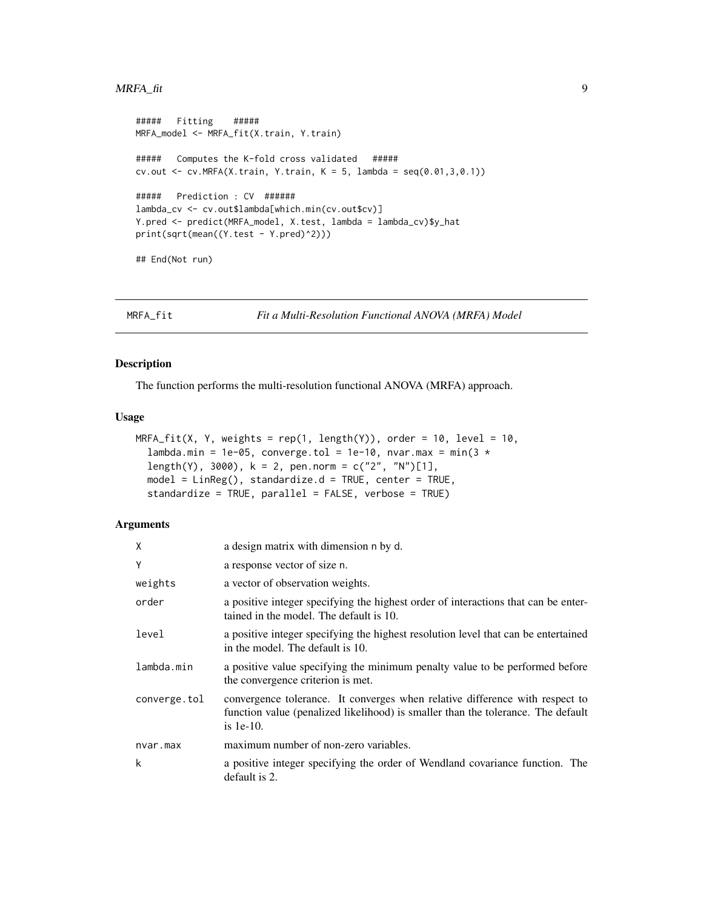```
#####   Fitting   #####
MRFA_model <- MRFA_fit(X.train, Y.train)

#####   Computes the K-fold cross validated   #####
cv.out <- cv.MRFA(X.train, Y.train, K = 5, lambda = seq(0.01,3,0.1))

#####   Prediction : CV  ######
lambda_cv <- cv.out$lambda[which.min(cv.out$cv)]
Y.pred <- predict(MRFA_model, X.test, lambda = lambda_cv)$y_hat
print(sqrt(mean((Y.test - Y.pred)^2)))

## End(Not run)
```

## MRFA_fit — *Fit a Multi-Resolution Functional ANOVA (MRFA) Model*

### Description

The function performs the multi-resolution functional ANOVA (MRFA) approach.

### Usage

```
MRFA_fit(X, Y, weights = rep(1, length(Y)), order = 10, level = 10,
  lambda.min = 1e-05, converge.tol = 1e-10, nvar.max = min(3 *
  length(Y), 3000), k = 2, pen.norm = c("2", "N")[1],
  model = LinReg(), standardize.d = TRUE, center = TRUE,
  standardize = TRUE, parallel = FALSE, verbose = TRUE)
```

### Arguments

| | |
|---|---|
| X | a design matrix with dimension n by d. |
| Y | a response vector of size n. |
| weights | a vector of observation weights. |
| order | a positive integer specifying the highest order of interactions that can be entertained in the model. The default is 10. |
| level | a positive integer specifying the highest resolution level that can be entertained in the model. The default is 10. |
| lambda.min | a positive value specifying the minimum penalty value to be performed before the convergence criterion is met. |
| converge.tol | convergence tolerance. It converges when relative difference with respect to function value (penalized likelihood) is smaller than the tolerance. The default is 1e-10. |
| nvar.max | maximum number of non-zero variables. |
| k | a positive integer specifying the order of Wendland covariance function. The default is 2. |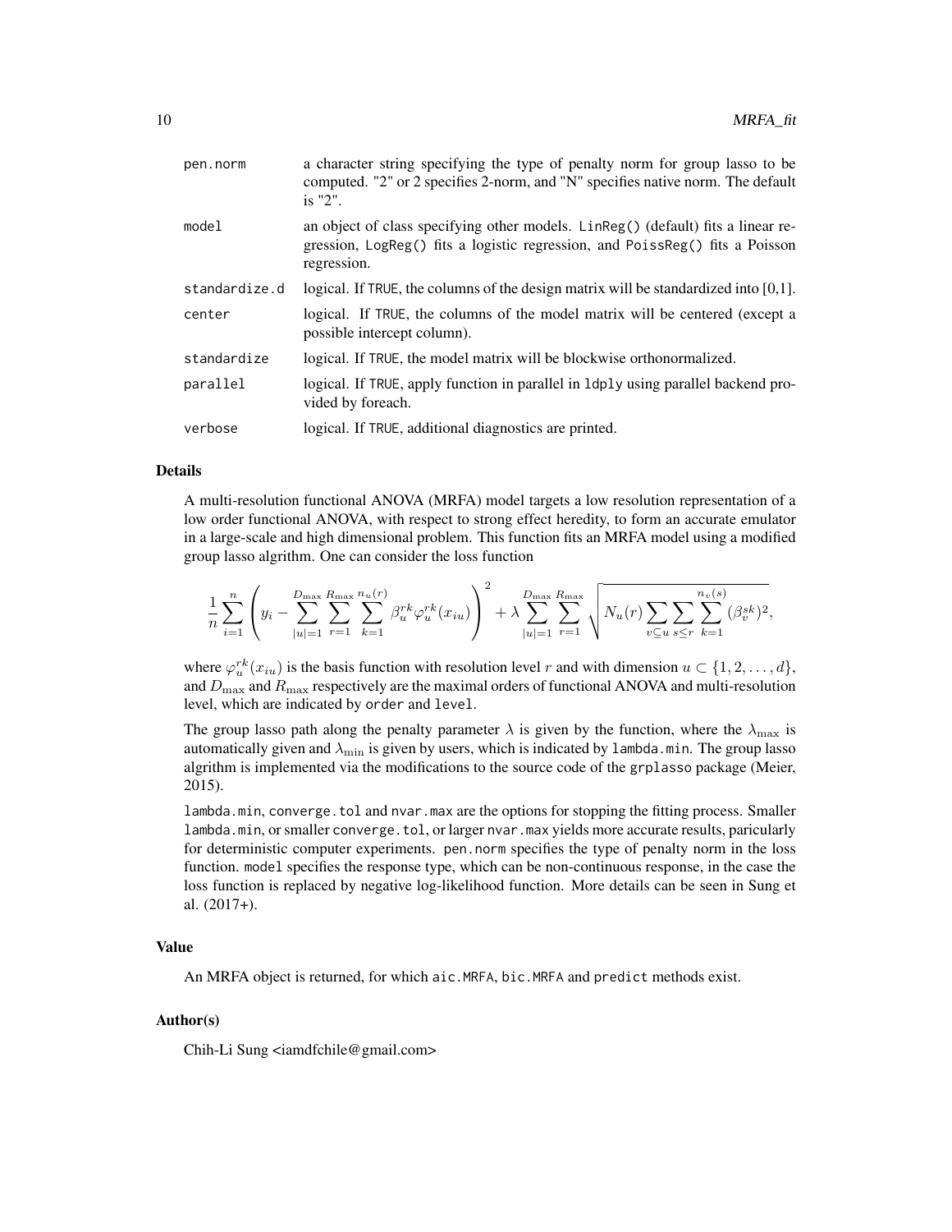| | |
|---|---|
| pen.norm | a character string specifying the type of penalty norm for group lasso to be computed. "2" or 2 specifies 2-norm, and "N" specifies native norm. The default is "2". |
| model | an object of class specifying other models. LinReg() (default) fits a linear regression, LogReg() fits a logistic regression, and PoissReg() fits a Poisson regression. |
| standardize.d | logical. If TRUE, the columns of the design matrix will be standardized into [0,1]. |
| center | logical. If TRUE, the columns of the model matrix will be centered (except a possible intercept column). |
| standardize | logical. If TRUE, the model matrix will be blockwise orthonormalized. |
| parallel | logical. If TRUE, apply function in parallel in ldply using parallel backend provided by foreach. |
| verbose | logical. If TRUE, additional diagnostics are printed. |

## Details

A multi-resolution functional ANOVA (MRFA) model targets a low resolution representation of a low order functional ANOVA, with respect to strong effect heredity, to form an accurate emulator in a large-scale and high dimensional problem. This function fits an MRFA model using a modified group lasso algrithm. One can consider the loss function

$$\frac{1}{n}\sum_{i=1}^{n}\left(y_i-\sum_{|u|=1}^{D_{\max}}\sum_{r=1}^{R_{\max}}\sum_{k=1}^{n_u(r)}\beta_u^{rk}\varphi_u^{rk}(x_{iu})\right)^2+\lambda\sum_{|u|=1}^{D_{\max}}\sum_{r=1}^{R_{\max}}\sqrt{N_u(r)\sum_{v\subseteq u}\sum_{s\leq r}\sum_{k=1}^{n_v(s)}(\beta_v^{sk})^2},$$

where $\varphi_u^{rk}(x_{iu})$ is the basis function with resolution level $r$ and with dimension $u\subset\{1,2,\ldots,d\}$, and $D_{\max}$ and $R_{\max}$ respectively are the maximal orders of functional ANOVA and multi-resolution level, which are indicated by order and level.

The group lasso path along the penalty parameter $\lambda$ is given by the function, where the $\lambda_{\max}$ is automatically given and $\lambda_{\min}$ is given by users, which is indicated by lambda.min. The group lasso algrithm is implemented via the modifications to the source code of the grplasso package (Meier, 2015).

lambda.min, converge.tol and nvar.max are the options for stopping the fitting process. Smaller lambda.min, or smaller converge.tol, or larger nvar.max yields more accurate results, paricularly for deterministic computer experiments. pen.norm specifies the type of penalty norm in the loss function. model specifies the response type, which can be non-continuous response, in the case the loss function is replaced by negative log-likelihood function. More details can be seen in Sung et al. (2017+).

## Value

An MRFA object is returned, for which aic.MRFA, bic.MRFA and predict methods exist.

## Author(s)

Chih-Li Sung <iamdfchile@gmail.com>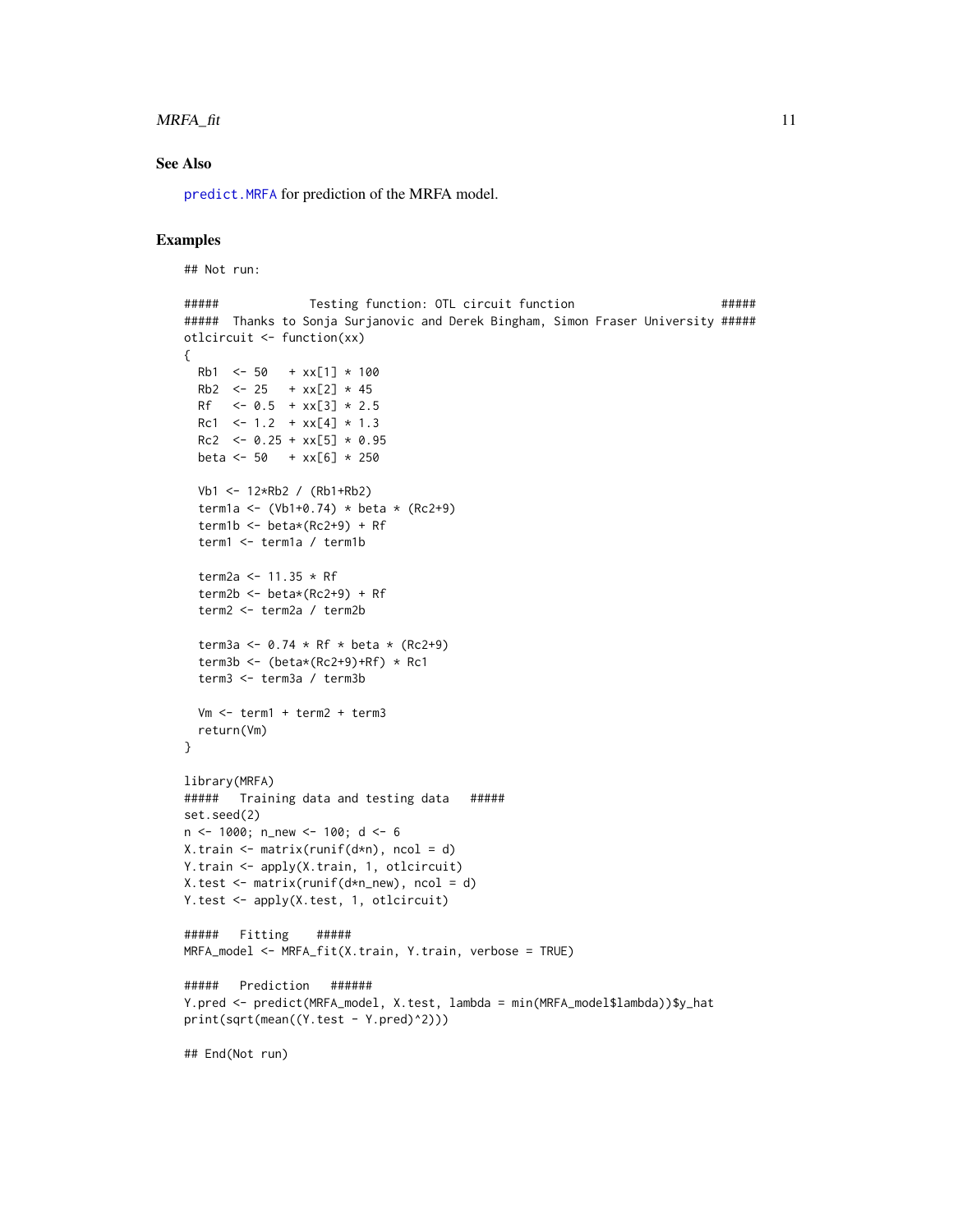## See Also

predict.MRFA for prediction of the MRFA model.

## Examples

```
## Not run:

#####            Testing function: OTL circuit function                    #####
#####  Thanks to Sonja Surjanovic and Derek Bingham, Simon Fraser University #####
otlcircuit <- function(xx)
{
  Rb1  <- 50   + xx[1] * 100
  Rb2  <- 25   + xx[2] * 45
  Rf   <- 0.5  + xx[3] * 2.5
  Rc1  <- 1.2  + xx[4] * 1.3
  Rc2  <- 0.25 + xx[5] * 0.95
  beta <- 50   + xx[6] * 250

  Vb1 <- 12*Rb2 / (Rb1+Rb2)
  term1a <- (Vb1+0.74) * beta * (Rc2+9)
  term1b <- beta*(Rc2+9) + Rf
  term1 <- term1a / term1b

  term2a <- 11.35 * Rf
  term2b <- beta*(Rc2+9) + Rf
  term2 <- term2a / term2b

  term3a <- 0.74 * Rf * beta * (Rc2+9)
  term3b <- (beta*(Rc2+9)+Rf) * Rc1
  term3 <- term3a / term3b

  Vm <- term1 + term2 + term3
  return(Vm)
}

library(MRFA)
#####   Training data and testing data   #####
set.seed(2)
n <- 1000; n_new <- 100; d <- 6
X.train <- matrix(runif(d*n), ncol = d)
Y.train <- apply(X.train, 1, otlcircuit)
X.test <- matrix(runif(d*n_new), ncol = d)
Y.test <- apply(X.test, 1, otlcircuit)

#####   Fitting    #####
MRFA_model <- MRFA_fit(X.train, Y.train, verbose = TRUE)

#####   Prediction   ######
Y.pred <- predict(MRFA_model, X.test, lambda = min(MRFA_model$lambda))$y_hat
print(sqrt(mean((Y.test - Y.pred)^2)))

## End(Not run)
```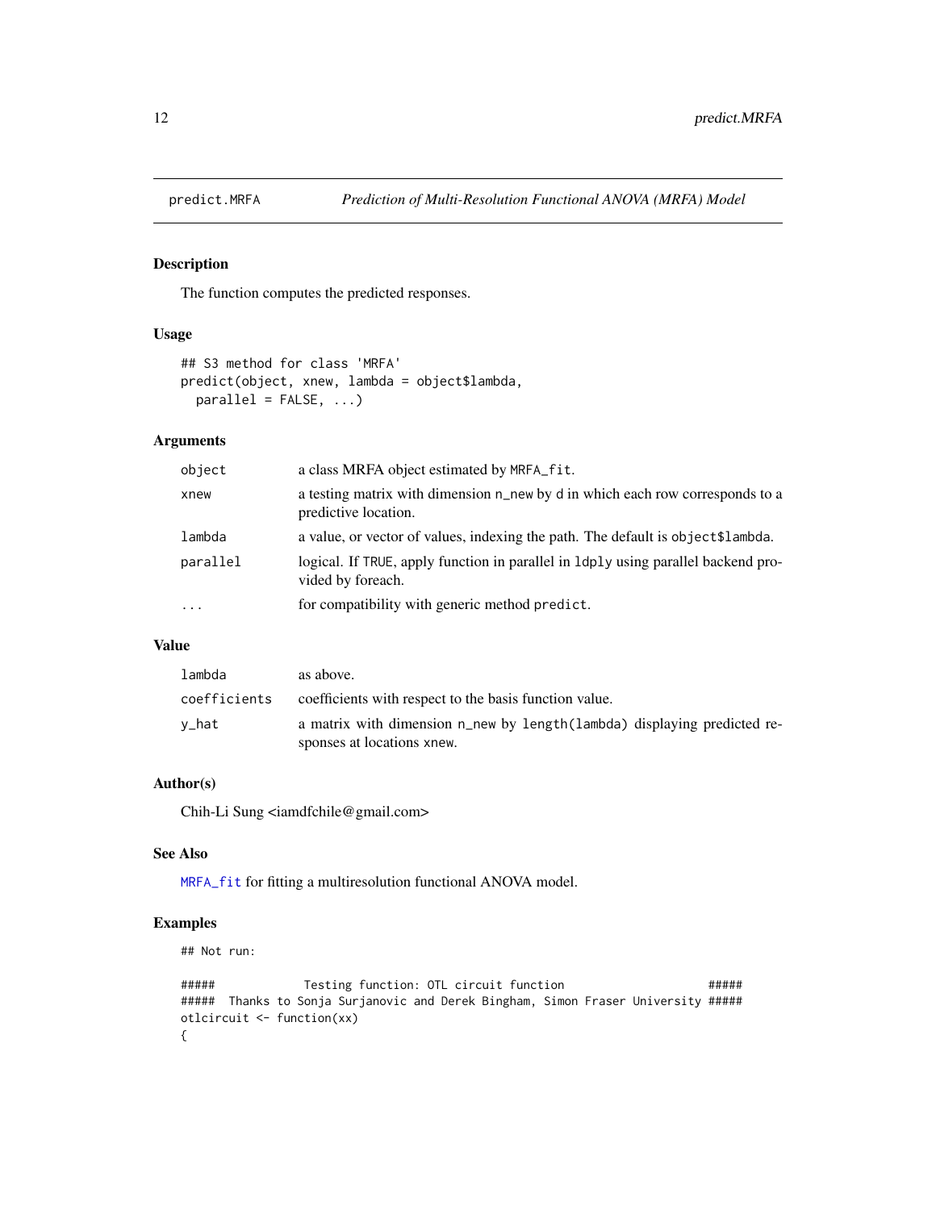# predict.MRFA — *Prediction of Multi-Resolution Functional ANOVA (MRFA) Model*

## Description

The function computes the predicted responses.

## Usage

```
## S3 method for class 'MRFA'
predict(object, xnew, lambda = object$lambda,
  parallel = FALSE, ...)
```

## Arguments

| | |
|---|---|
| `object` | a class MRFA object estimated by `MRFA_fit`. |
| `xnew` | a testing matrix with dimension `n_new` by `d` in which each row corresponds to a predictive location. |
| `lambda` | a value, or vector of values, indexing the path. The default is `object$lambda`. |
| `parallel` | logical. If `TRUE`, apply function in parallel in `ldply` using parallel backend provided by foreach. |
| `...` | for compatibility with generic method `predict`. |

## Value

| | |
|---|---|
| `lambda` | as above. |
| `coefficients` | coefficients with respect to the basis function value. |
| `y_hat` | a matrix with dimension `n_new` by `length(lambda)` displaying predicted responses at locations `xnew`. |

## Author(s)

Chih-Li Sung <iamdfchile@gmail.com>

## See Also

`MRFA_fit` for fitting a multiresolution functional ANOVA model.

## Examples

```
## Not run:

#####             Testing function: OTL circuit function                   #####
#####  Thanks to Sonja Surjanovic and Derek Bingham, Simon Fraser University #####
otlcircuit <- function(xx)
{
```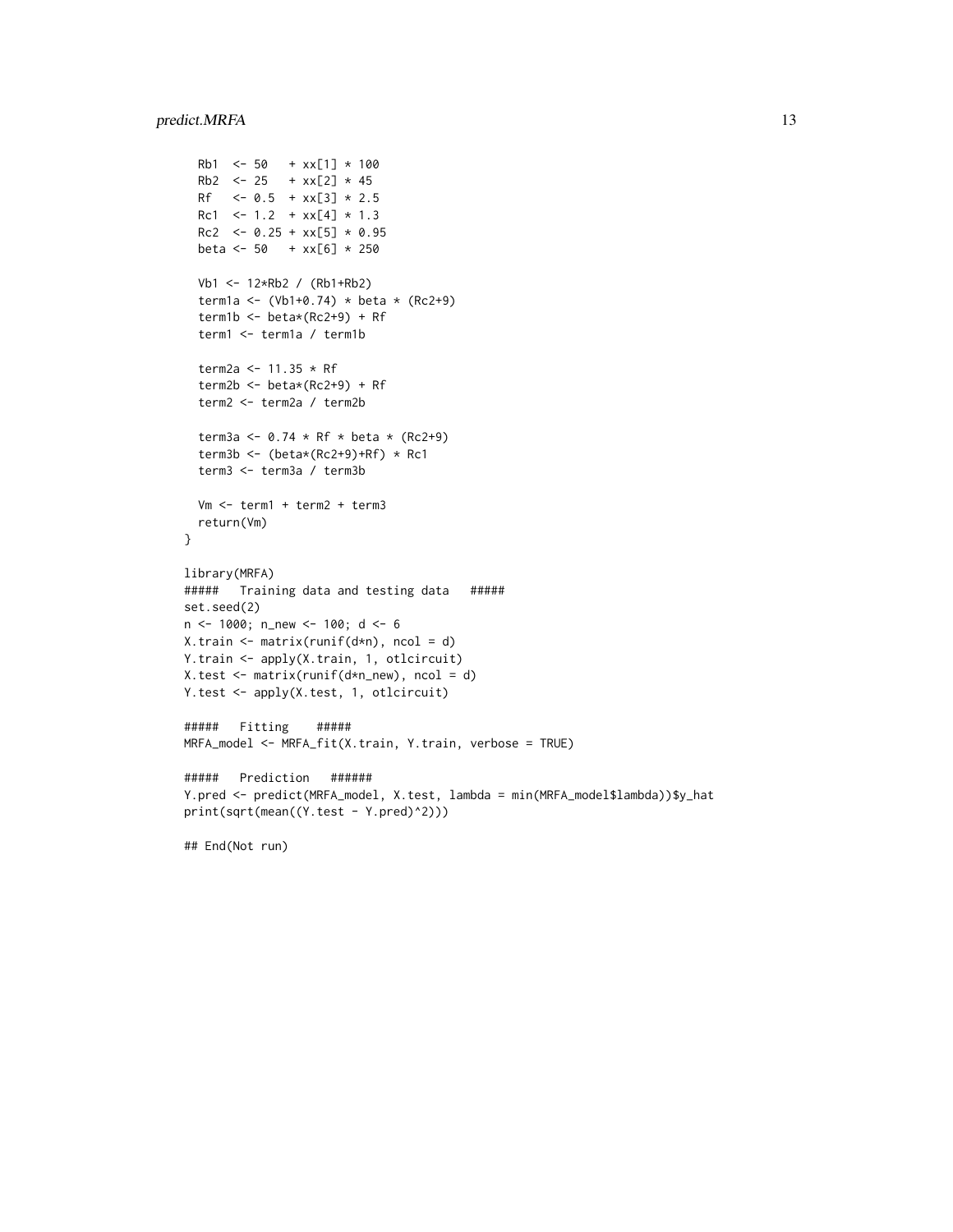```
  Rb1  <- 50   + xx[1] * 100
  Rb2  <- 25   + xx[2] * 45
  Rf   <- 0.5  + xx[3] * 2.5
  Rc1  <- 1.2  + xx[4] * 1.3
  Rc2  <- 0.25 + xx[5] * 0.95
  beta <- 50   + xx[6] * 250

  Vb1 <- 12*Rb2 / (Rb1+Rb2)
  term1a <- (Vb1+0.74) * beta * (Rc2+9)
  term1b <- beta*(Rc2+9) + Rf
  term1 <- term1a / term1b

  term2a <- 11.35 * Rf
  term2b <- beta*(Rc2+9) + Rf
  term2 <- term2a / term2b

  term3a <- 0.74 * Rf * beta * (Rc2+9)
  term3b <- (beta*(Rc2+9)+Rf) * Rc1
  term3 <- term3a / term3b

  Vm <- term1 + term2 + term3
  return(Vm)
}

library(MRFA)
#####   Training data and testing data   #####
set.seed(2)
n <- 1000; n_new <- 100; d <- 6
X.train <- matrix(runif(d*n), ncol = d)
Y.train <- apply(X.train, 1, otlcircuit)
X.test <- matrix(runif(d*n_new), ncol = d)
Y.test <- apply(X.test, 1, otlcircuit)

#####   Fitting    #####
MRFA_model <- MRFA_fit(X.train, Y.train, verbose = TRUE)

#####   Prediction   ######
Y.pred <- predict(MRFA_model, X.test, lambda = min(MRFA_model$lambda))$y_hat
print(sqrt(mean((Y.test - Y.pred)^2)))

## End(Not run)
```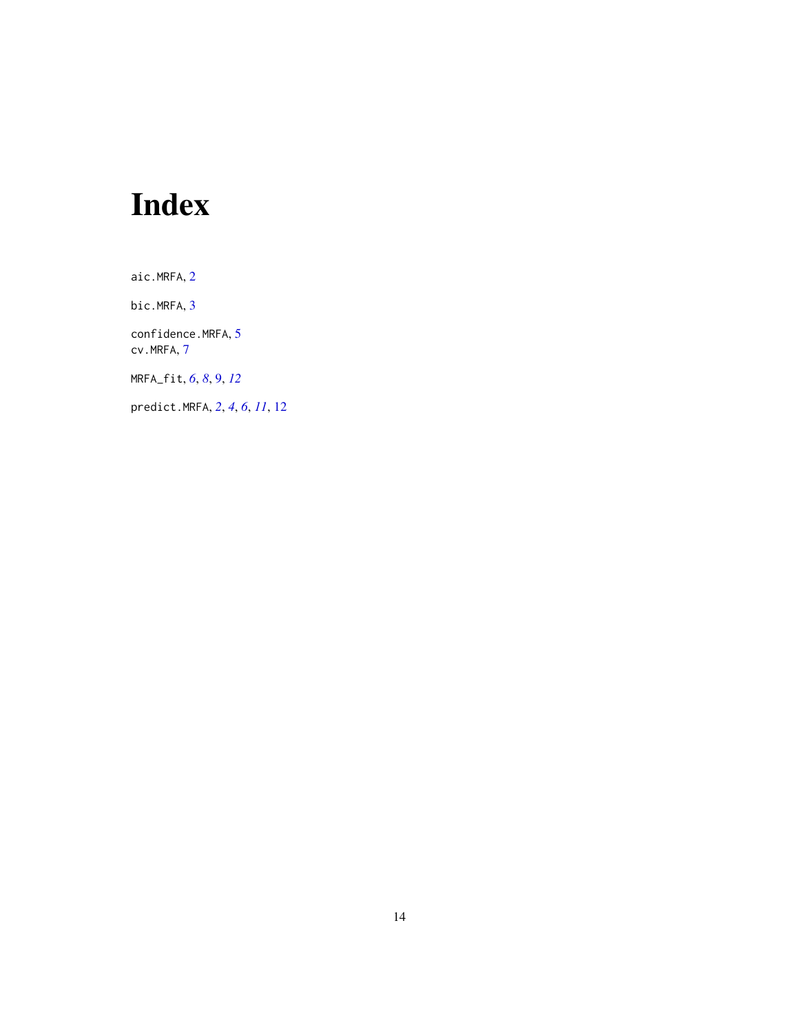# Index

aic.MRFA, 2

bic.MRFA, 3

confidence.MRFA, 5
cv.MRFA, 7

MRFA_fit, *6*, *8*, 9, *12*

predict.MRFA, *2*, *4*, *6*, *11*, 12